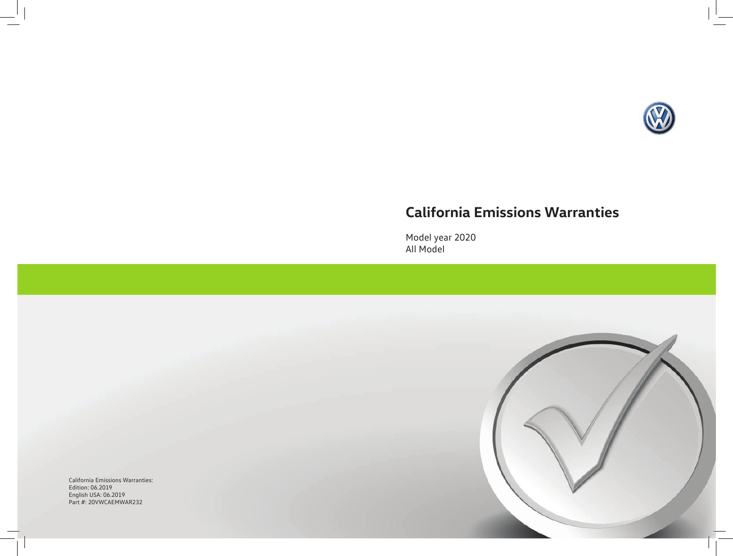# California Emissions Warranties

Model year 2020
All Model

California Emissions Warranties:
Edition: 06.2019
English USA: 06.2019
Part #: 20VWCAEMWAR232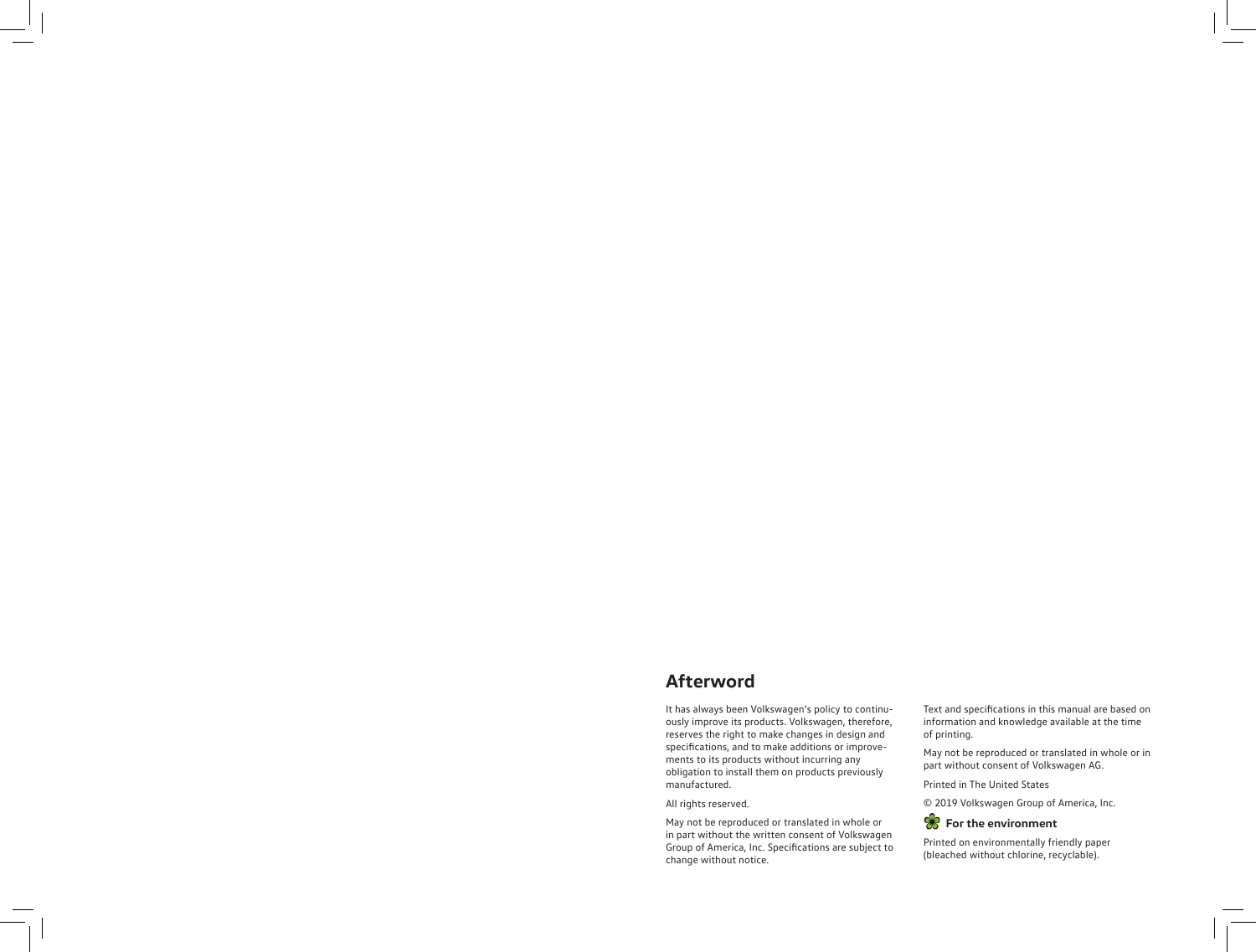## Afterword

It has always been Volkswagen's policy to continuously improve its products. Volkswagen, therefore, reserves the right to make changes in design and specifications, and to make additions or improvements to its products without incurring any obligation to install them on products previously manufactured.

All rights reserved.

May not be reproduced or translated in whole or in part without the written consent of Volkswagen Group of America, Inc. Specifications are subject to change without notice.

Text and specifications in this manual are based on information and knowledge available at the time of printing.

May not be reproduced or translated in whole or in part without consent of Volkswagen AG.

Printed in The United States

© 2019 Volkswagen Group of America, Inc.

**For the environment**

Printed on environmentally friendly paper (bleached without chlorine, recyclable).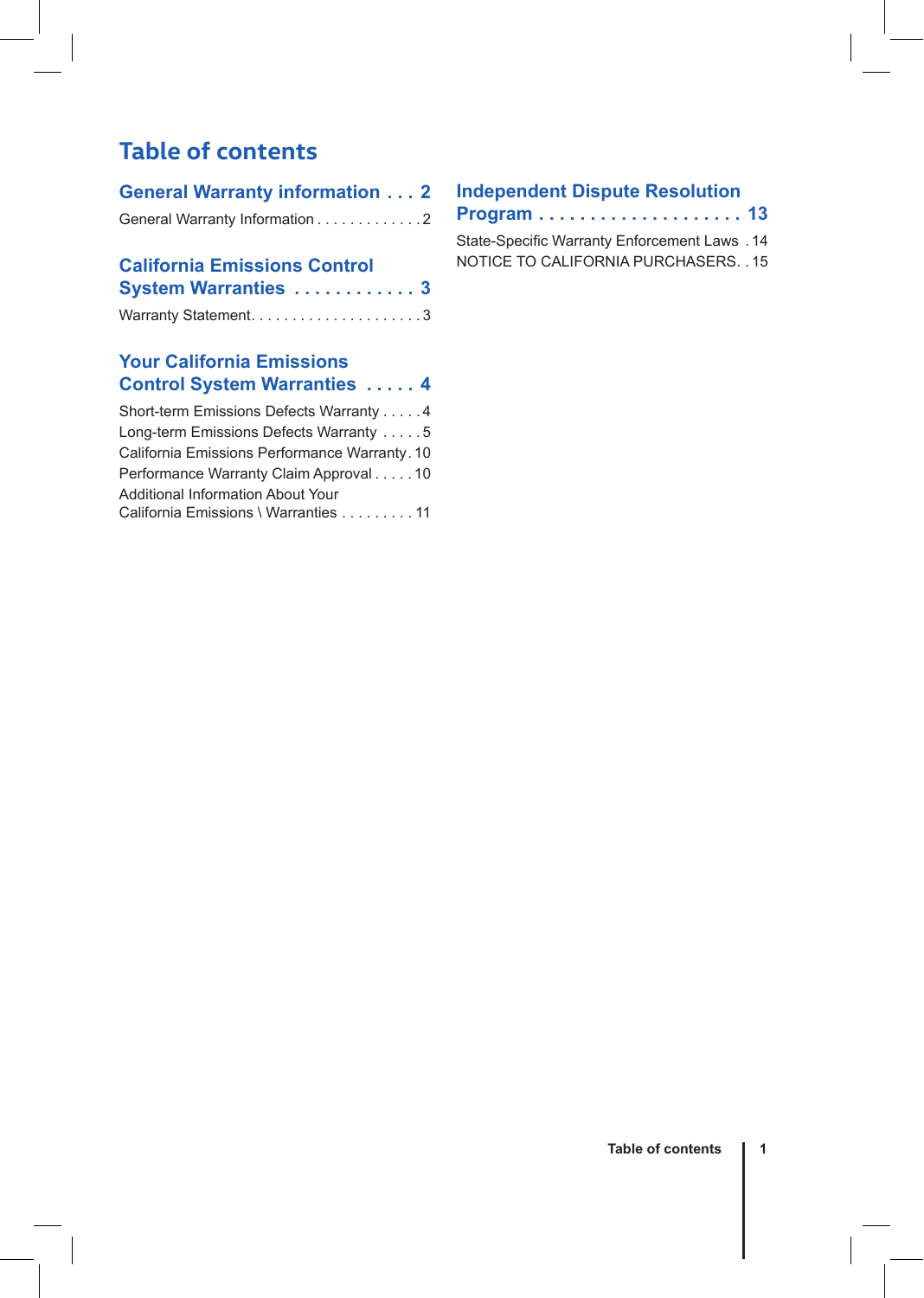# Table of contents

## General Warranty information . . . 2

General Warranty Information . . . . . . . . . . . . 2

## California Emissions Control System Warranties . . . . . . . . . . . . 3

Warranty Statement. . . . . . . . . . . . . . . . . . . . . 3

## Your California Emissions Control System Warranties . . . . . 4

Short-term Emissions Defects Warranty . . . . . 4
Long-term Emissions Defects Warranty . . . . . 5
California Emissions Performance Warranty . 10
Performance Warranty Claim Approval . . . . . 10
Additional Information About Your California Emissions \ Warranties . . . . . . . . . 11

## Independent Dispute Resolution Program . . . . . . . . . . . . . . . . . . . . 13

State-Specific Warranty Enforcement Laws . 14
NOTICE TO CALIFORNIA PURCHASERS. . 15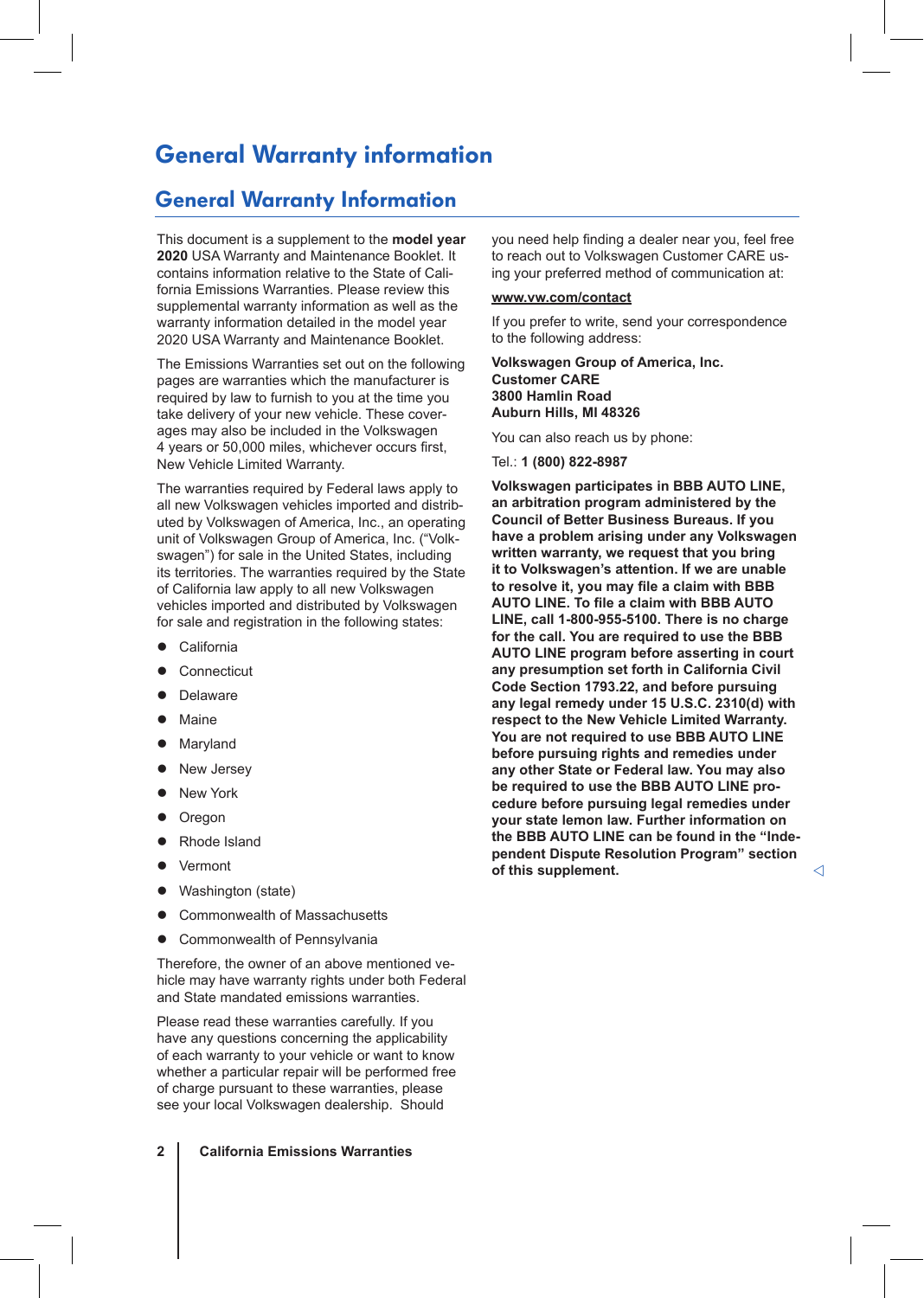# General Warranty information

## General Warranty Information

This document is a supplement to the **model year 2020** USA Warranty and Maintenance Booklet. It contains information relative to the State of California Emissions Warranties. Please review this supplemental warranty information as well as the warranty information detailed in the model year 2020 USA Warranty and Maintenance Booklet.

The Emissions Warranties set out on the following pages are warranties which the manufacturer is required by law to furnish to you at the time you take delivery of your new vehicle. These coverages may also be included in the Volkswagen 4 years or 50,000 miles, whichever occurs first, New Vehicle Limited Warranty.

The warranties required by Federal laws apply to all new Volkswagen vehicles imported and distributed by Volkswagen of America, Inc., an operating unit of Volkswagen Group of America, Inc. ("Volkswagen") for sale in the United States, including its territories. The warranties required by the State of California law apply to all new Volkswagen vehicles imported and distributed by Volkswagen for sale and registration in the following states:

- California
- Connecticut
- Delaware
- Maine
- Maryland
- New Jersey
- New York
- Oregon
- Rhode Island
- Vermont
- Washington (state)
- Commonwealth of Massachusetts
- Commonwealth of Pennsylvania

Therefore, the owner of an above mentioned vehicle may have warranty rights under both Federal and State mandated emissions warranties.

Please read these warranties carefully. If you have any questions concerning the applicability of each warranty to your vehicle or want to know whether a particular repair will be performed free of charge pursuant to these warranties, please see your local Volkswagen dealership. Should you need help finding a dealer near you, feel free to reach out to Volkswagen Customer CARE using your preferred method of communication at:

**www.vw.com/contact**

If you prefer to write, send your correspondence to the following address:

**Volkswagen Group of America, Inc.**
**Customer CARE**
**3800 Hamlin Road**
**Auburn Hills, MI 48326**

You can also reach us by phone:

Tel.: **1 (800) 822-8987**

**Volkswagen participates in BBB AUTO LINE, an arbitration program administered by the Council of Better Business Bureaus. If you have a problem arising under any Volkswagen written warranty, we request that you bring it to Volkswagen's attention. If we are unable to resolve it, you may file a claim with BBB AUTO LINE. To file a claim with BBB AUTO LINE, call 1-800-955-5100. There is no charge for the call. You are required to use the BBB AUTO LINE program before asserting in court any presumption set forth in California Civil Code Section 1793.22, and before pursuing any legal remedy under 15 U.S.C. 2310(d) with respect to the New Vehicle Limited Warranty. You are not required to use BBB AUTO LINE before pursuing rights and remedies under any other State or Federal law. You may also be required to use the BBB AUTO LINE procedure before pursuing legal remedies under your state lemon law. Further information on the BBB AUTO LINE can be found in the "Independent Dispute Resolution Program" section of this supplement.**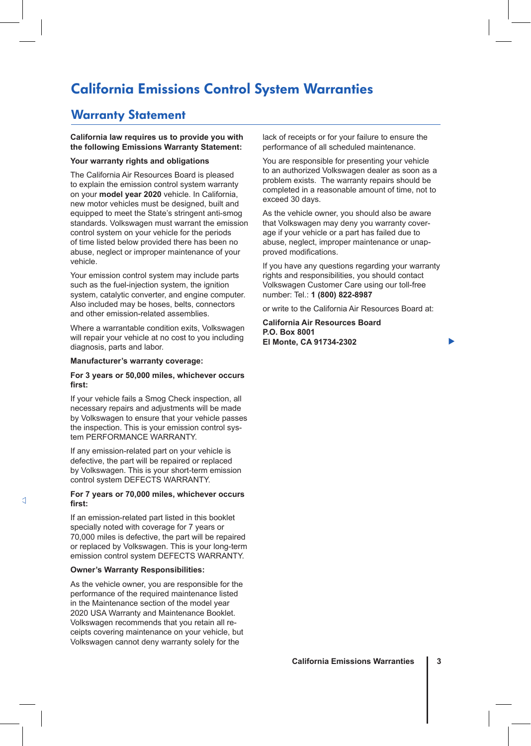# California Emissions Control System Warranties

## Warranty Statement

**California law requires us to provide you with the following Emissions Warranty Statement:**

**Your warranty rights and obligations**

The California Air Resources Board is pleased to explain the emission control system warranty on your **model year 2020** vehicle. In California, new motor vehicles must be designed, built and equipped to meet the State's stringent anti-smog standards. Volkswagen must warrant the emission control system on your vehicle for the periods of time listed below provided there has been no abuse, neglect or improper maintenance of your vehicle.

Your emission control system may include parts such as the fuel-injection system, the ignition system, catalytic converter, and engine computer. Also included may be hoses, belts, connectors and other emission-related assemblies.

Where a warrantable condition exits, Volkswagen will repair your vehicle at no cost to you including diagnosis, parts and labor.

**Manufacturer's warranty coverage:**

**For 3 years or 50,000 miles, whichever occurs first:**

If your vehicle fails a Smog Check inspection, all necessary repairs and adjustments will be made by Volkswagen to ensure that your vehicle passes the inspection. This is your emission control system PERFORMANCE WARRANTY.

If any emission-related part on your vehicle is defective, the part will be repaired or replaced by Volkswagen. This is your short-term emission control system DEFECTS WARRANTY.

**For 7 years or 70,000 miles, whichever occurs first:**

If an emission-related part listed in this booklet specially noted with coverage for 7 years or 70,000 miles is defective, the part will be repaired or replaced by Volkswagen. This is your long-term emission control system DEFECTS WARRANTY.

**Owner's Warranty Responsibilities:**

As the vehicle owner, you are responsible for the performance of the required maintenance listed in the Maintenance section of the model year 2020 USA Warranty and Maintenance Booklet. Volkswagen recommends that you retain all receipts covering maintenance on your vehicle, but Volkswagen cannot deny warranty solely for the lack of receipts or for your failure to ensure the performance of all scheduled maintenance.

You are responsible for presenting your vehicle to an authorized Volkswagen dealer as soon as a problem exists. The warranty repairs should be completed in a reasonable amount of time, not to exceed 30 days.

As the vehicle owner, you should also be aware that Volkswagen may deny you warranty coverage if your vehicle or a part has failed due to abuse, neglect, improper maintenance or unapproved modifications.

If you have any questions regarding your warranty rights and responsibilities, you should contact Volkswagen Customer Care using our toll-free number: Tel.: **1 (800) 822-8987**

or write to the California Air Resources Board at:

**California Air Resources Board**
**P.O. Box 8001**
**El Monte, CA 91734-2302**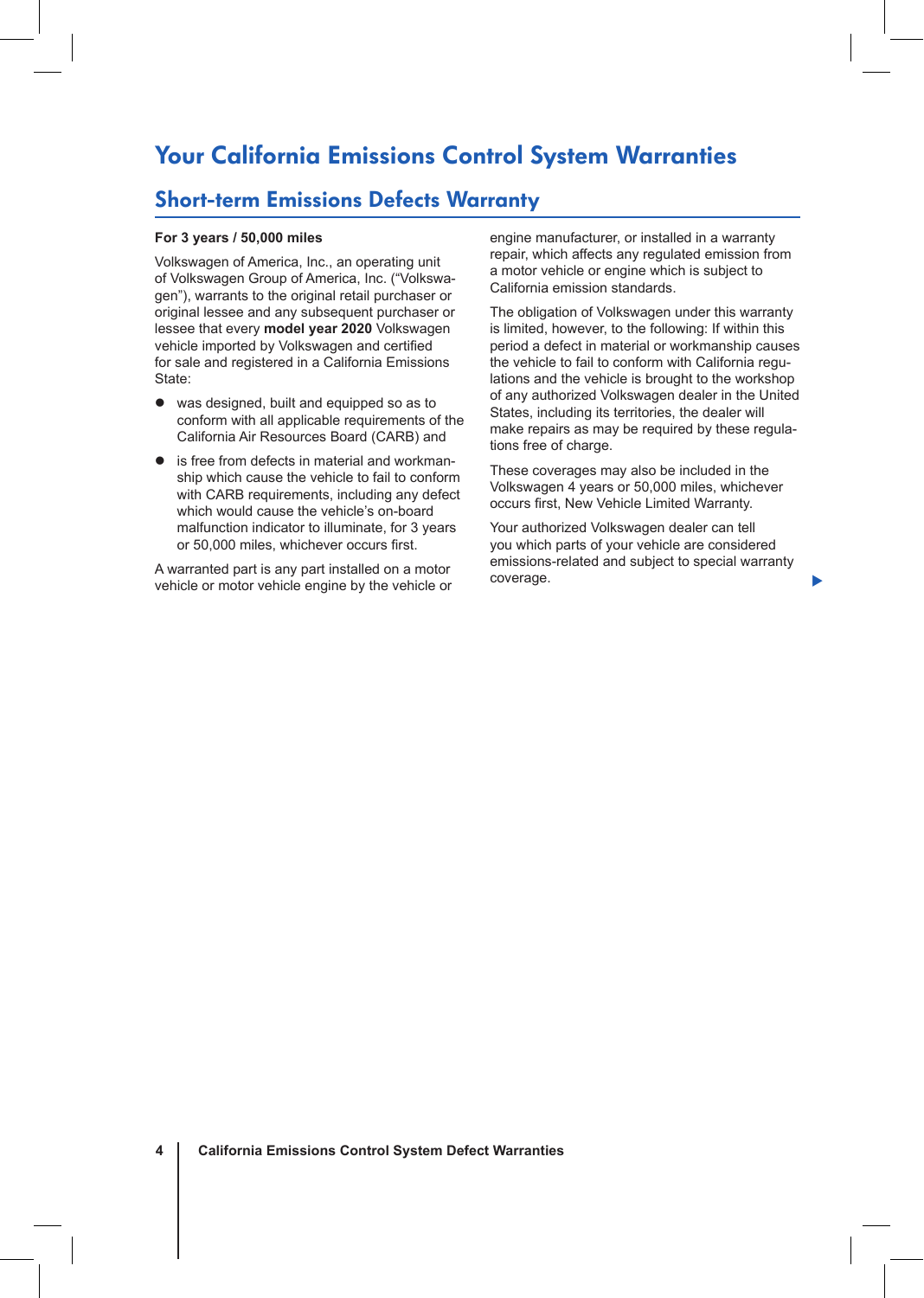# Your California Emissions Control System Warranties

## Short-term Emissions Defects Warranty

**For 3 years / 50,000 miles**

Volkswagen of America, Inc., an operating unit of Volkswagen Group of America, Inc. ("Volkswagen"), warrants to the original retail purchaser or original lessee and any subsequent purchaser or lessee that every **model year 2020** Volkswagen vehicle imported by Volkswagen and certified for sale and registered in a California Emissions State:

- was designed, built and equipped so as to conform with all applicable requirements of the California Air Resources Board (CARB) and
- is free from defects in material and workmanship which cause the vehicle to fail to conform with CARB requirements, including any defect which would cause the vehicle's on-board malfunction indicator to illuminate, for 3 years or 50,000 miles, whichever occurs first.

A warranted part is any part installed on a motor vehicle or motor vehicle engine by the vehicle or engine manufacturer, or installed in a warranty repair, which affects any regulated emission from a motor vehicle or engine which is subject to California emission standards.

The obligation of Volkswagen under this warranty is limited, however, to the following: If within this period a defect in material or workmanship causes the vehicle to fail to conform with California regulations and the vehicle is brought to the workshop of any authorized Volkswagen dealer in the United States, including its territories, the dealer will make repairs as may be required by these regulations free of charge.

These coverages may also be included in the Volkswagen 4 years or 50,000 miles, whichever occurs first, New Vehicle Limited Warranty.

Your authorized Volkswagen dealer can tell you which parts of your vehicle are considered emissions-related and subject to special warranty coverage.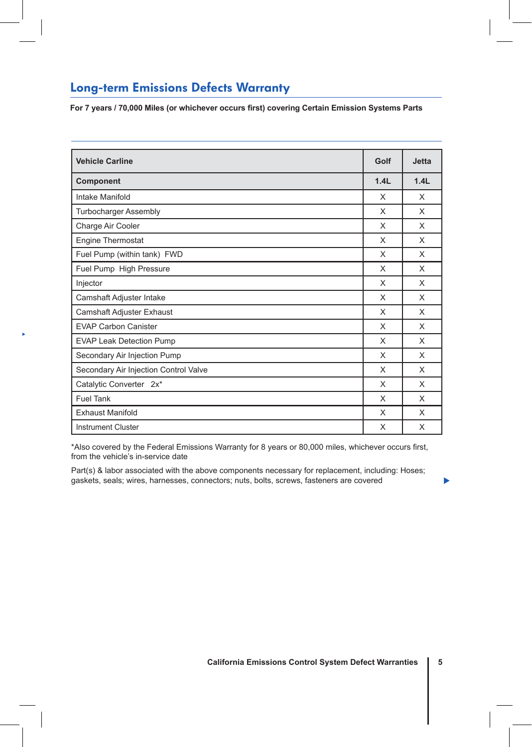## Long-term Emissions Defects Warranty

**For 7 years / 70,000 Miles (or whichever occurs first) covering Certain Emission Systems Parts**

| Vehicle Carline | Golf | Jetta |
|---|---|---|
| **Component** | **1.4L** | **1.4L** |
| Intake Manifold | X | X |
| Turbocharger Assembly | X | X |
| Charge Air Cooler | X | X |
| Engine Thermostat | X | X |
| Fuel Pump (within tank) FWD | X | X |
| Fuel Pump High Pressure | X | X |
| Injector | X | X |
| Camshaft Adjuster Intake | X | X |
| Camshaft Adjuster Exhaust | X | X |
| EVAP Carbon Canister | X | X |
| EVAP Leak Detection Pump | X | X |
| Secondary Air Injection Pump | X | X |
| Secondary Air Injection Control Valve | X | X |
| Catalytic Converter 2x* | X | X |
| Fuel Tank | X | X |
| Exhaust Manifold | X | X |
| Instrument Cluster | X | X |

*Also covered by the Federal Emissions Warranty for 8 years or 80,000 miles, whichever occurs first, from the vehicle's in-service date

Part(s) & labor associated with the above components necessary for replacement, including: Hoses; gaskets, seals; wires, harnesses, connectors; nuts, bolts, screws, fasteners are covered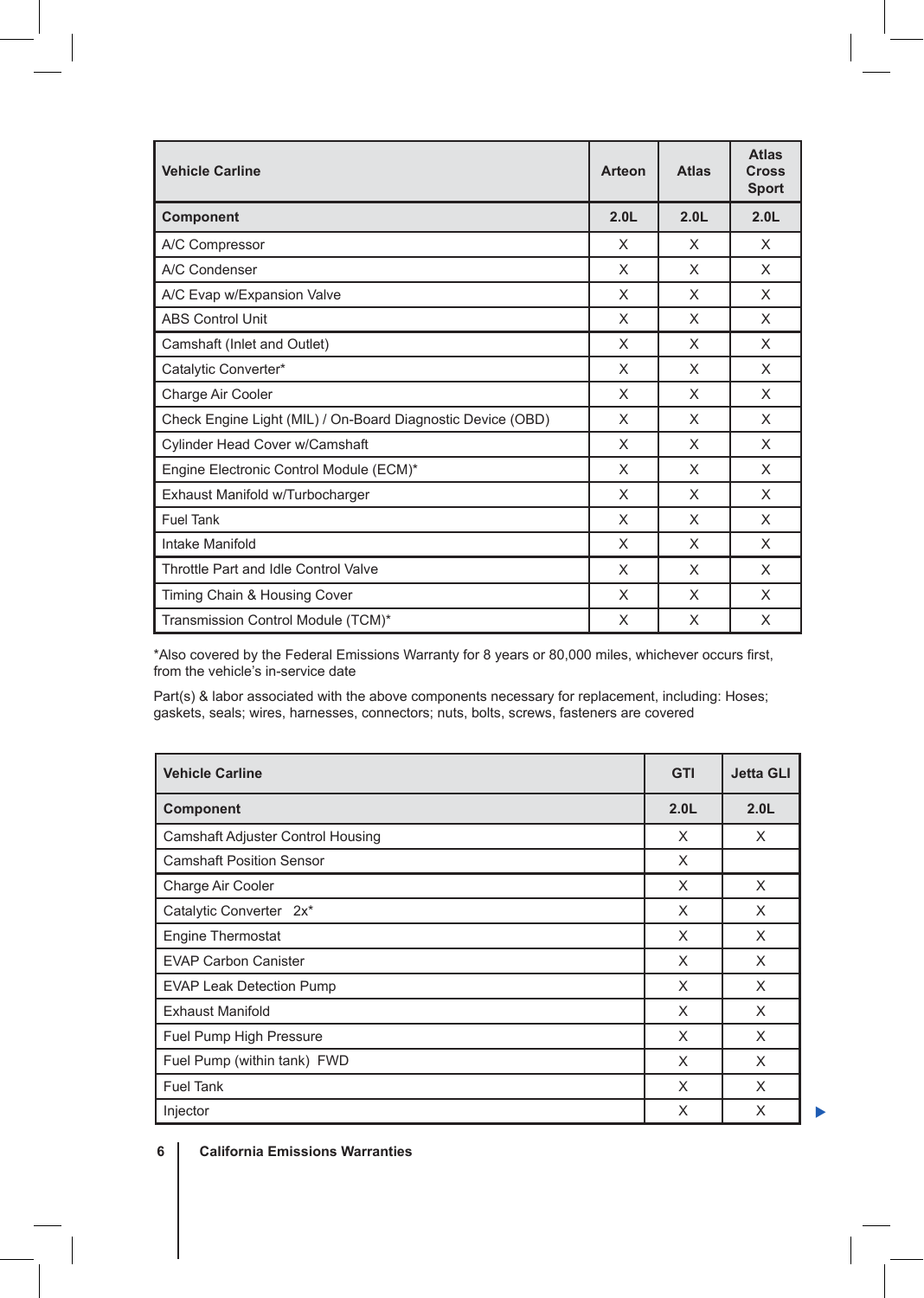| Vehicle Carline | Arteon | Atlas | Atlas Cross Sport |
|---|---|---|---|
| **Component** | **2.0L** | **2.0L** | **2.0L** |
| A/C Compressor | X | X | X |
| A/C Condenser | X | X | X |
| A/C Evap w/Expansion Valve | X | X | X |
| ABS Control Unit | X | X | X |
| Camshaft (Inlet and Outlet) | X | X | X |
| Catalytic Converter* | X | X | X |
| Charge Air Cooler | X | X | X |
| Check Engine Light (MIL) / On-Board Diagnostic Device (OBD) | X | X | X |
| Cylinder Head Cover w/Camshaft | X | X | X |
| Engine Electronic Control Module (ECM)* | X | X | X |
| Exhaust Manifold w/Turbocharger | X | X | X |
| Fuel Tank | X | X | X |
| Intake Manifold | X | X | X |
| Throttle Part and Idle Control Valve | X | X | X |
| Timing Chain & Housing Cover | X | X | X |
| Transmission Control Module (TCM)* | X | X | X |

*Also covered by the Federal Emissions Warranty for 8 years or 80,000 miles, whichever occurs first, from the vehicle's in-service date

Part(s) & labor associated with the above components necessary for replacement, including: Hoses; gaskets, seals; wires, harnesses, connectors; nuts, bolts, screws, fasteners are covered

| Vehicle Carline | GTI | Jetta GLI |
|---|---|---|
| **Component** | **2.0L** | **2.0L** |
| Camshaft Adjuster Control Housing | X | X |
| Camshaft Position Sensor | X | |
| Charge Air Cooler | X | X |
| Catalytic Converter 2x* | X | X |
| Engine Thermostat | X | X |
| EVAP Carbon Canister | X | X |
| EVAP Leak Detection Pump | X | X |
| Exhaust Manifold | X | X |
| Fuel Pump High Pressure | X | X |
| Fuel Pump (within tank) FWD | X | X |
| Fuel Tank | X | X |
| Injector | X | X |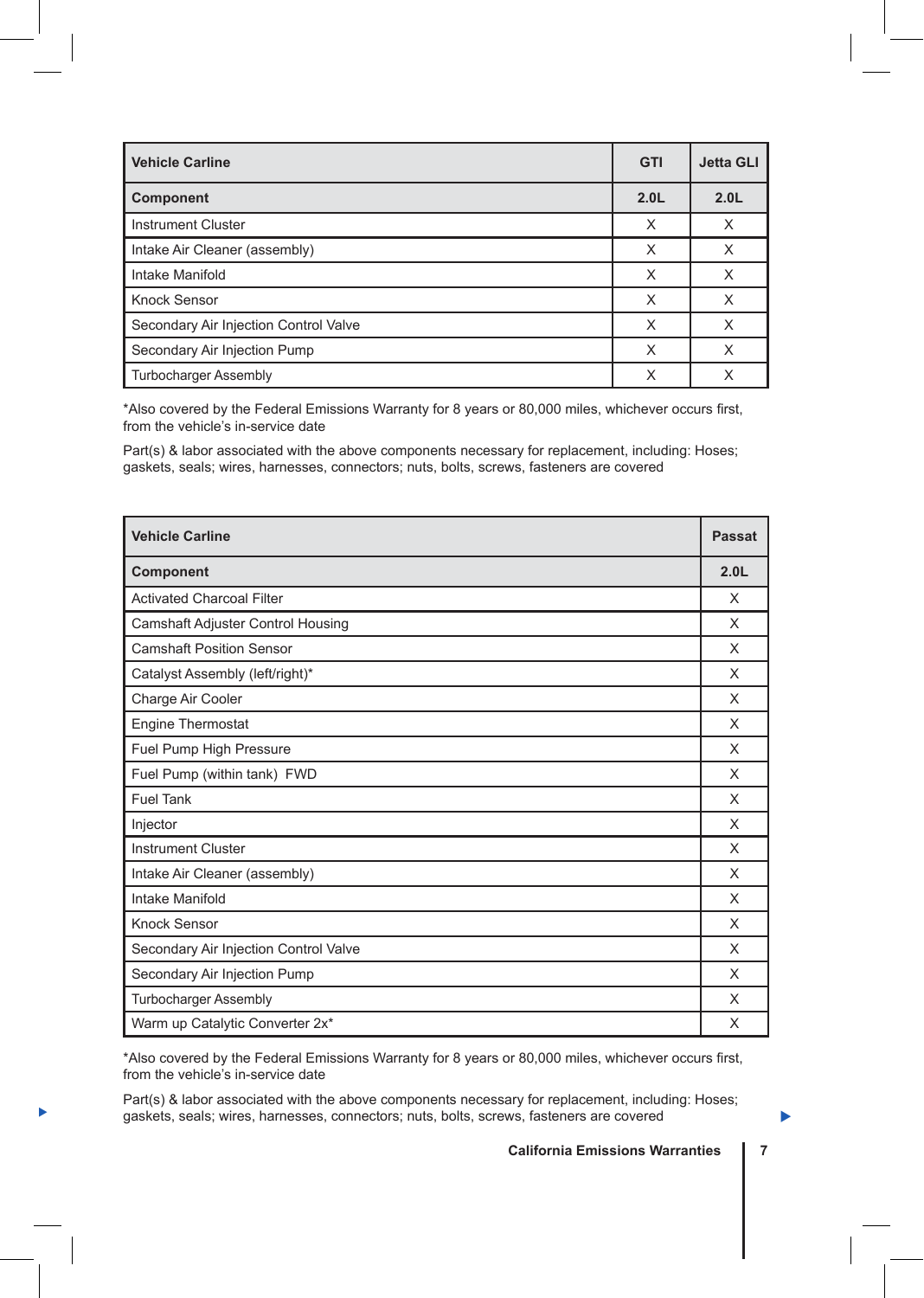| Vehicle Carline | GTI | Jetta GLI |
| --- | --- | --- |
| **Component** | **2.0L** | **2.0L** |
| Instrument Cluster | X | X |
| Intake Air Cleaner (assembly) | X | X |
| Intake Manifold | X | X |
| Knock Sensor | X | X |
| Secondary Air Injection Control Valve | X | X |
| Secondary Air Injection Pump | X | X |
| Turbocharger Assembly | X | X |

*Also covered by the Federal Emissions Warranty for 8 years or 80,000 miles, whichever occurs first, from the vehicle's in-service date

Part(s) & labor associated with the above components necessary for replacement, including: Hoses; gaskets, seals; wires, harnesses, connectors; nuts, bolts, screws, fasteners are covered

| Vehicle Carline | Passat |
| --- | --- |
| **Component** | **2.0L** |
| Activated Charcoal Filter | X |
| Camshaft Adjuster Control Housing | X |
| Camshaft Position Sensor | X |
| Catalyst Assembly (left/right)* | X |
| Charge Air Cooler | X |
| Engine Thermostat | X |
| Fuel Pump High Pressure | X |
| Fuel Pump (within tank) FWD | X |
| Fuel Tank | X |
| Injector | X |
| Instrument Cluster | X |
| Intake Air Cleaner (assembly) | X |
| Intake Manifold | X |
| Knock Sensor | X |
| Secondary Air Injection Control Valve | X |
| Secondary Air Injection Pump | X |
| Turbocharger Assembly | X |
| Warm up Catalytic Converter 2x* | X |

*Also covered by the Federal Emissions Warranty for 8 years or 80,000 miles, whichever occurs first, from the vehicle's in-service date

Part(s) & labor associated with the above components necessary for replacement, including: Hoses; gaskets, seals; wires, harnesses, connectors; nuts, bolts, screws, fasteners are covered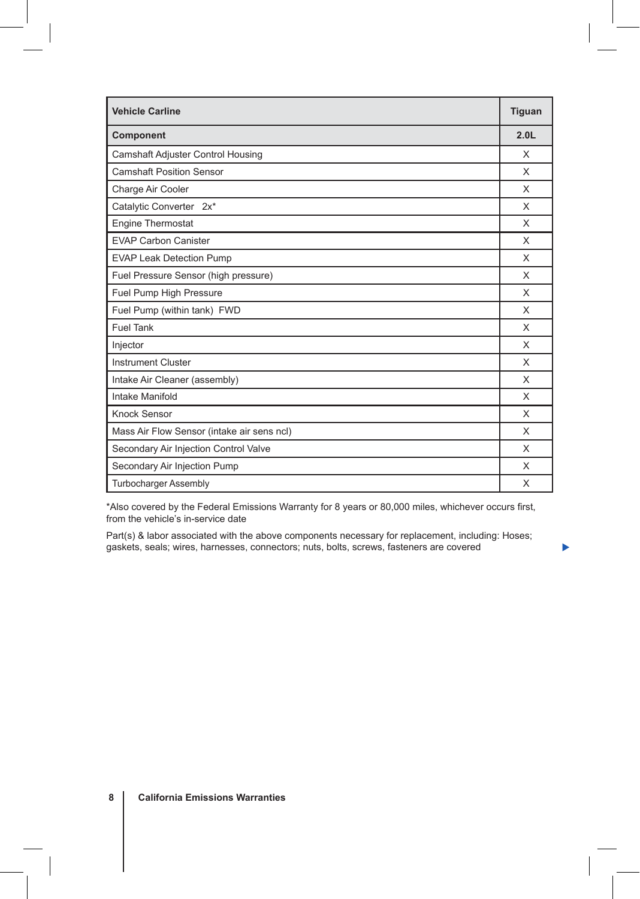| Vehicle Carline | Tiguan |
|---|---|
| **Component** | **2.0L** |
| Camshaft Adjuster Control Housing | X |
| Camshaft Position Sensor | X |
| Charge Air Cooler | X |
| Catalytic Converter   2x* | X |
| Engine Thermostat | X |
| EVAP Carbon Canister | X |
| EVAP Leak Detection Pump | X |
| Fuel Pressure Sensor (high pressure) | X |
| Fuel Pump High Pressure | X |
| Fuel Pump (within tank)  FWD | X |
| Fuel Tank | X |
| Injector | X |
| Instrument Cluster | X |
| Intake Air Cleaner (assembly) | X |
| Intake Manifold | X |
| Knock Sensor | X |
| Mass Air Flow Sensor (intake air sens ncl) | X |
| Secondary Air Injection Control Valve | X |
| Secondary Air Injection Pump | X |
| Turbocharger Assembly | X |

*Also covered by the Federal Emissions Warranty for 8 years or 80,000 miles, whichever occurs first, from the vehicle's in-service date

Part(s) & labor associated with the above components necessary for replacement, including: Hoses; gaskets, seals; wires, harnesses, connectors; nuts, bolts, screws, fasteners are covered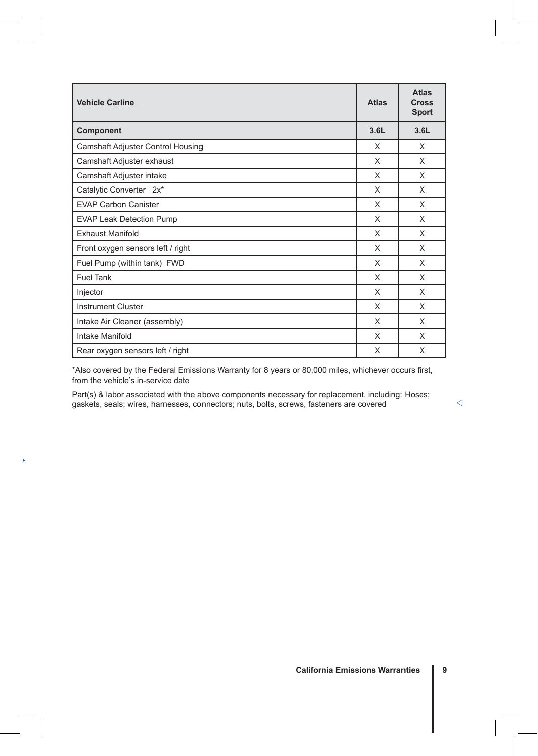| Vehicle Carline | Atlas | Atlas Cross Sport |
|---|---|---|
| **Component** | **3.6L** | **3.6L** |
| Camshaft Adjuster Control Housing | X | X |
| Camshaft Adjuster exhaust | X | X |
| Camshaft Adjuster intake | X | X |
| Catalytic Converter 2x* | X | X |
| EVAP Carbon Canister | X | X |
| EVAP Leak Detection Pump | X | X |
| Exhaust Manifold | X | X |
| Front oxygen sensors left / right | X | X |
| Fuel Pump (within tank) FWD | X | X |
| Fuel Tank | X | X |
| Injector | X | X |
| Instrument Cluster | X | X |
| Intake Air Cleaner (assembly) | X | X |
| Intake Manifold | X | X |
| Rear oxygen sensors left / right | X | X |

*Also covered by the Federal Emissions Warranty for 8 years or 80,000 miles, whichever occurs first, from the vehicle's in-service date

Part(s) & labor associated with the above components necessary for replacement, including: Hoses; gaskets, seals; wires, harnesses, connectors; nuts, bolts, screws, fasteners are covered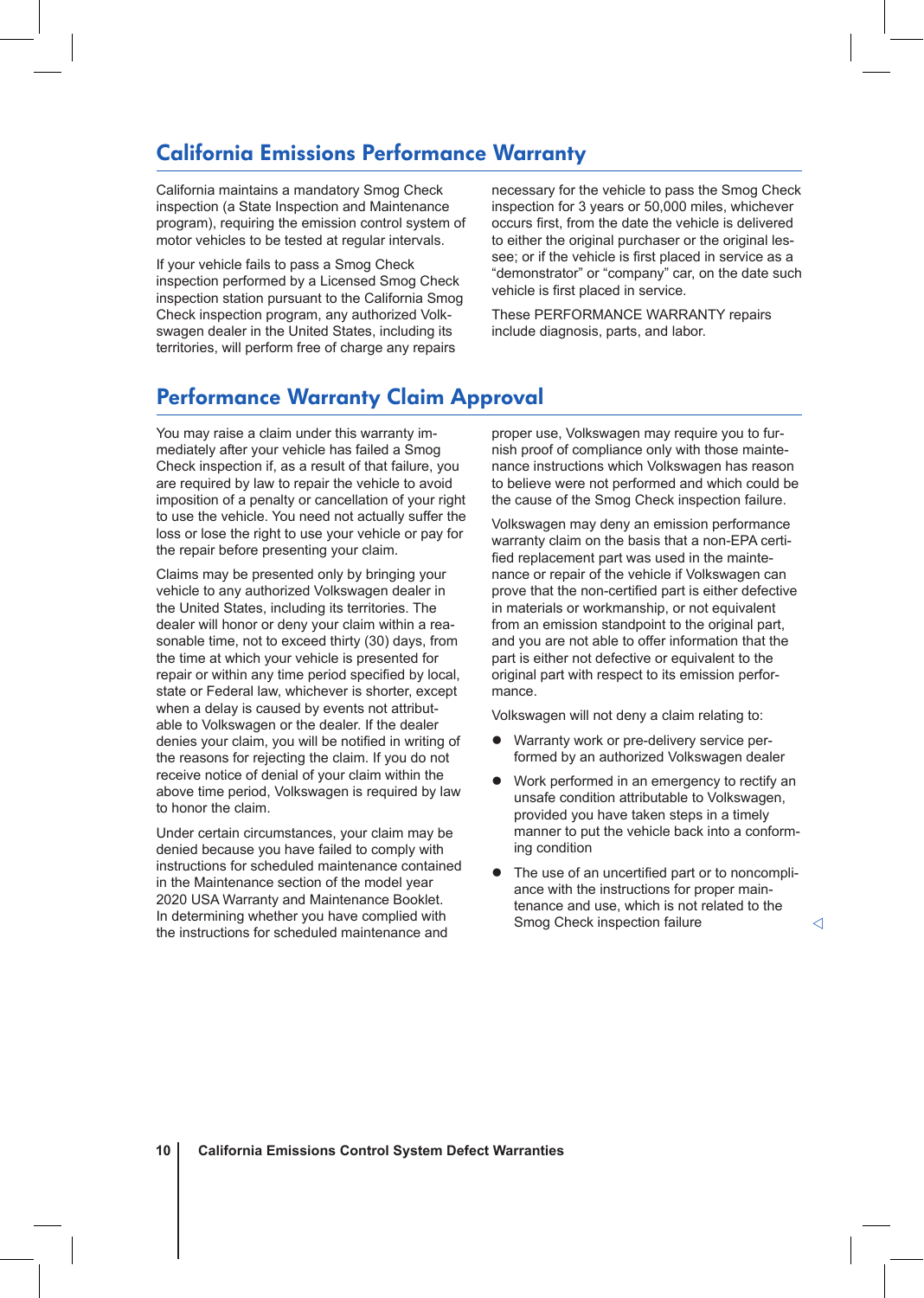## California Emissions Performance Warranty

California maintains a mandatory Smog Check inspection (a State Inspection and Maintenance program), requiring the emission control system of motor vehicles to be tested at regular intervals.

If your vehicle fails to pass a Smog Check inspection performed by a Licensed Smog Check inspection station pursuant to the California Smog Check inspection program, any authorized Volkswagen dealer in the United States, including its territories, will perform free of charge any repairs necessary for the vehicle to pass the Smog Check inspection for 3 years or 50,000 miles, whichever occurs first, from the date the vehicle is delivered to either the original purchaser or the original lessee; or if the vehicle is first placed in service as a “demonstrator” or “company” car, on the date such vehicle is first placed in service.

These PERFORMANCE WARRANTY repairs include diagnosis, parts, and labor.

## Performance Warranty Claim Approval

You may raise a claim under this warranty immediately after your vehicle has failed a Smog Check inspection if, as a result of that failure, you are required by law to repair the vehicle to avoid imposition of a penalty or cancellation of your right to use the vehicle. You need not actually suffer the loss or lose the right to use your vehicle or pay for the repair before presenting your claim.

Claims may be presented only by bringing your vehicle to any authorized Volkswagen dealer in the United States, including its territories. The dealer will honor or deny your claim within a reasonable time, not to exceed thirty (30) days, from the time at which your vehicle is presented for repair or within any time period specified by local, state or Federal law, whichever is shorter, except when a delay is caused by events not attributable to Volkswagen or the dealer. If the dealer denies your claim, you will be notified in writing of the reasons for rejecting the claim. If you do not receive notice of denial of your claim within the above time period, Volkswagen is required by law to honor the claim.

Under certain circumstances, your claim may be denied because you have failed to comply with instructions for scheduled maintenance contained in the Maintenance section of the model year 2020 USA Warranty and Maintenance Booklet. In determining whether you have complied with the instructions for scheduled maintenance and proper use, Volkswagen may require you to furnish proof of compliance only with those maintenance instructions which Volkswagen has reason to believe were not performed and which could be the cause of the Smog Check inspection failure.

Volkswagen may deny an emission performance warranty claim on the basis that a non-EPA certified replacement part was used in the maintenance or repair of the vehicle if Volkswagen can prove that the non-certified part is either defective in materials or workmanship, or not equivalent from an emission standpoint to the original part, and you are not able to offer information that the part is either not defective or equivalent to the original part with respect to its emission performance.

Volkswagen will not deny a claim relating to:

- Warranty work or pre-delivery service performed by an authorized Volkswagen dealer
- Work performed in an emergency to rectify an unsafe condition attributable to Volkswagen, provided you have taken steps in a timely manner to put the vehicle back into a conforming condition
- The use of an uncertified part or to noncompliance with the instructions for proper maintenance and use, which is not related to the Smog Check inspection failure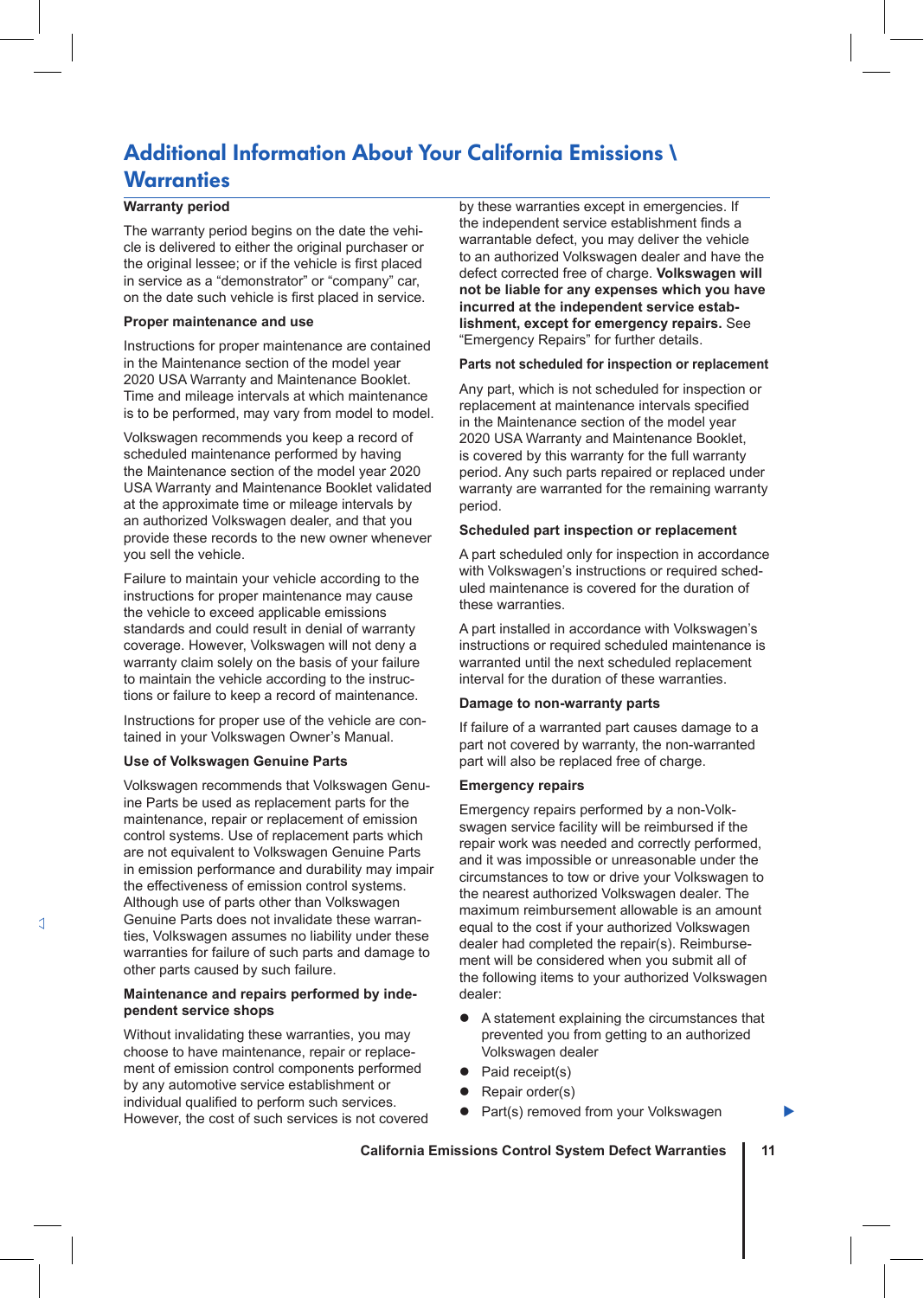## Additional Information About Your California Emissions \ Warranties

**Warranty period**

The warranty period begins on the date the vehicle is delivered to either the original purchaser or the original lessee; or if the vehicle is first placed in service as a "demonstrator" or "company" car, on the date such vehicle is first placed in service.

**Proper maintenance and use**

Instructions for proper maintenance are contained in the Maintenance section of the model year 2020 USA Warranty and Maintenance Booklet. Time and mileage intervals at which maintenance is to be performed, may vary from model to model.

Volkswagen recommends you keep a record of scheduled maintenance performed by having the Maintenance section of the model year 2020 USA Warranty and Maintenance Booklet validated at the approximate time or mileage intervals by an authorized Volkswagen dealer, and that you provide these records to the new owner whenever you sell the vehicle.

Failure to maintain your vehicle according to the instructions for proper maintenance may cause the vehicle to exceed applicable emissions standards and could result in denial of warranty coverage. However, Volkswagen will not deny a warranty claim solely on the basis of your failure to maintain the vehicle according to the instructions or failure to keep a record of maintenance.

Instructions for proper use of the vehicle are contained in your Volkswagen Owner's Manual.

**Use of Volkswagen Genuine Parts**

Volkswagen recommends that Volkswagen Genuine Parts be used as replacement parts for the maintenance, repair or replacement of emission control systems. Use of replacement parts which are not equivalent to Volkswagen Genuine Parts in emission performance and durability may impair the effectiveness of emission control systems. Although use of parts other than Volkswagen Genuine Parts does not invalidate these warranties, Volkswagen assumes no liability under these warranties for failure of such parts and damage to other parts caused by such failure.

**Maintenance and repairs performed by independent service shops**

Without invalidating these warranties, you may choose to have maintenance, repair or replacement of emission control components performed by any automotive service establishment or individual qualified to perform such services. However, the cost of such services is not covered by these warranties except in emergencies. If the independent service establishment finds a warrantable defect, you may deliver the vehicle to an authorized Volkswagen dealer and have the defect corrected free of charge. **Volkswagen will not be liable for any expenses which you have incurred at the independent service establishment, except for emergency repairs.** See "Emergency Repairs" for further details.

**Parts not scheduled for inspection or replacement**

Any part, which is not scheduled for inspection or replacement at maintenance intervals specified in the Maintenance section of the model year 2020 USA Warranty and Maintenance Booklet, is covered by this warranty for the full warranty period. Any such parts repaired or replaced under warranty are warranted for the remaining warranty period.

**Scheduled part inspection or replacement**

A part scheduled only for inspection in accordance with Volkswagen's instructions or required scheduled maintenance is covered for the duration of these warranties.

A part installed in accordance with Volkswagen's instructions or required scheduled maintenance is warranted until the next scheduled replacement interval for the duration of these warranties.

**Damage to non-warranty parts**

If failure of a warranted part causes damage to a part not covered by warranty, the non-warranted part will also be replaced free of charge.

**Emergency repairs**

Emergency repairs performed by a non-Volkswagen service facility will be reimbursed if the repair work was needed and correctly performed, and it was impossible or unreasonable under the circumstances to tow or drive your Volkswagen to the nearest authorized Volkswagen dealer. The maximum reimbursement allowable is an amount equal to the cost if your authorized Volkswagen dealer had completed the repair(s). Reimbursement will be considered when you submit all of the following items to your authorized Volkswagen dealer:

- A statement explaining the circumstances that prevented you from getting to an authorized Volkswagen dealer
- Paid receipt(s)
- Repair order(s)
- Part(s) removed from your Volkswagen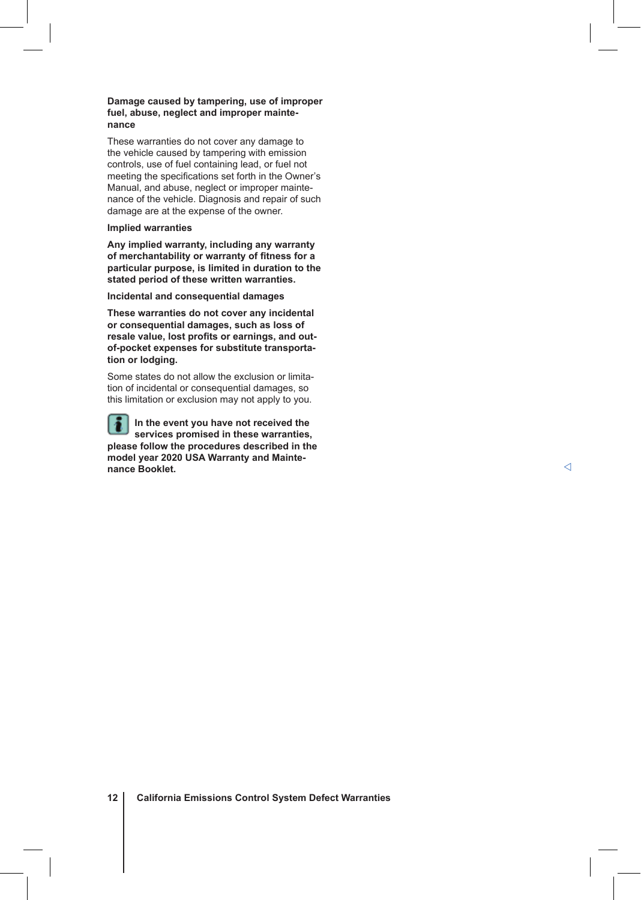### Damage caused by tampering, use of improper fuel, abuse, neglect and improper maintenance

These warranties do not cover any damage to the vehicle caused by tampering with emission controls, use of fuel containing lead, or fuel not meeting the specifications set forth in the Owner's Manual, and abuse, neglect or improper maintenance of the vehicle. Diagnosis and repair of such damage are at the expense of the owner.

### Implied warranties

**Any implied warranty, including any warranty of merchantability or warranty of fitness for a particular purpose, is limited in duration to the stated period of these written warranties.**

### Incidental and consequential damages

**These warranties do not cover any incidental or consequential damages, such as loss of resale value, lost profits or earnings, and out-of-pocket expenses for substitute transportation or lodging.**

Some states do not allow the exclusion or limitation of incidental or consequential damages, so this limitation or exclusion may not apply to you.

**In the event you have not received the services promised in these warranties, please follow the procedures described in the model year 2020 USA Warranty and Maintenance Booklet.**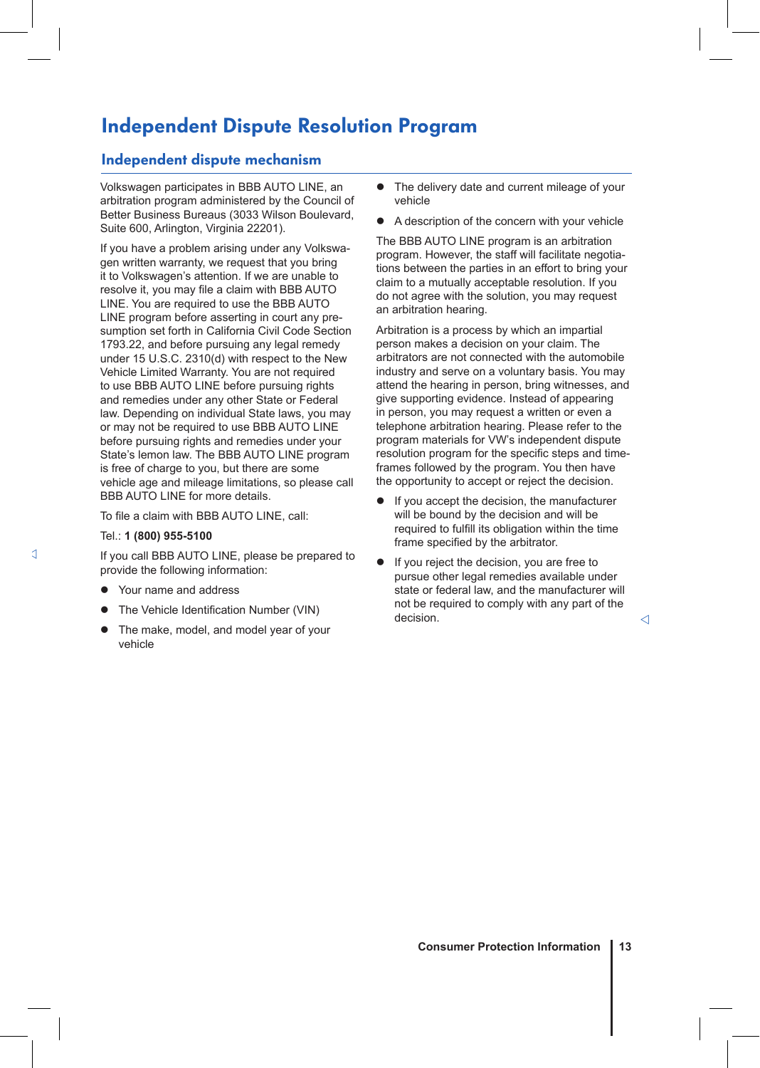# Independent Dispute Resolution Program

## Independent dispute mechanism

Volkswagen participates in BBB AUTO LINE, an arbitration program administered by the Council of Better Business Bureaus (3033 Wilson Boulevard, Suite 600, Arlington, Virginia 22201).

If you have a problem arising under any Volkswagen written warranty, we request that you bring it to Volkswagen's attention. If we are unable to resolve it, you may file a claim with BBB AUTO LINE. You are required to use the BBB AUTO LINE program before asserting in court any presumption set forth in California Civil Code Section 1793.22, and before pursuing any legal remedy under 15 U.S.C. 2310(d) with respect to the New Vehicle Limited Warranty. You are not required to use BBB AUTO LINE before pursuing rights and remedies under any other State or Federal law. Depending on individual State laws, you may or may not be required to use BBB AUTO LINE before pursuing rights and remedies under your State's lemon law. The BBB AUTO LINE program is free of charge to you, but there are some vehicle age and mileage limitations, so please call BBB AUTO LINE for more details.

To file a claim with BBB AUTO LINE, call:

Tel.: **1 (800) 955-5100**

If you call BBB AUTO LINE, please be prepared to provide the following information:

- Your name and address
- The Vehicle Identification Number (VIN)
- The make, model, and model year of your vehicle
- The delivery date and current mileage of your vehicle
- A description of the concern with your vehicle

The BBB AUTO LINE program is an arbitration program. However, the staff will facilitate negotiations between the parties in an effort to bring your claim to a mutually acceptable resolution. If you do not agree with the solution, you may request an arbitration hearing.

Arbitration is a process by which an impartial person makes a decision on your claim. The arbitrators are not connected with the automobile industry and serve on a voluntary basis. You may attend the hearing in person, bring witnesses, and give supporting evidence. Instead of appearing in person, you may request a written or even a telephone arbitration hearing. Please refer to the program materials for VW's independent dispute resolution program for the specific steps and timeframes followed by the program. You then have the opportunity to accept or reject the decision.

- If you accept the decision, the manufacturer will be bound by the decision and will be required to fulfill its obligation within the time frame specified by the arbitrator.
- If you reject the decision, you are free to pursue other legal remedies available under state or federal law, and the manufacturer will not be required to comply with any part of the decision.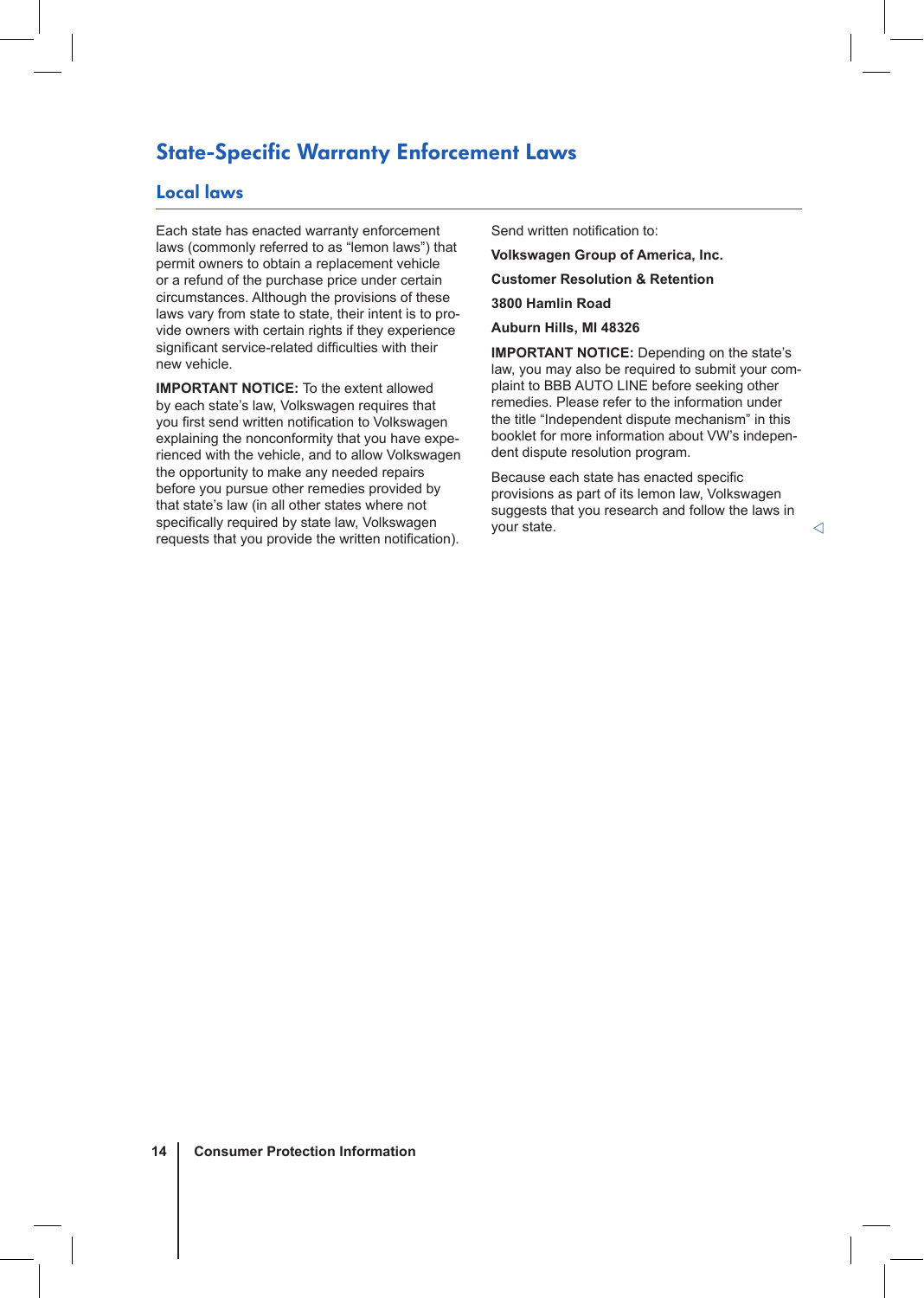# State-Specific Warranty Enforcement Laws

## Local laws

Each state has enacted warranty enforcement laws (commonly referred to as "lemon laws") that permit owners to obtain a replacement vehicle or a refund of the purchase price under certain circumstances. Although the provisions of these laws vary from state to state, their intent is to provide owners with certain rights if they experience significant service-related difficulties with their new vehicle.

**IMPORTANT NOTICE:** To the extent allowed by each state's law, Volkswagen requires that you first send written notification to Volkswagen explaining the nonconformity that you have experienced with the vehicle, and to allow Volkswagen the opportunity to make any needed repairs before you pursue other remedies provided by that state's law (in all other states where not specifically required by state law, Volkswagen requests that you provide the written notification).

Send written notification to:

**Volkswagen Group of America, Inc.**

**Customer Resolution & Retention**

**3800 Hamlin Road**

**Auburn Hills, MI 48326**

**IMPORTANT NOTICE:** Depending on the state's law, you may also be required to submit your complaint to BBB AUTO LINE before seeking other remedies. Please refer to the information under the title "Independent dispute mechanism" in this booklet for more information about VW's independent dispute resolution program.

Because each state has enacted specific provisions as part of its lemon law, Volkswagen suggests that you research and follow the laws in your state.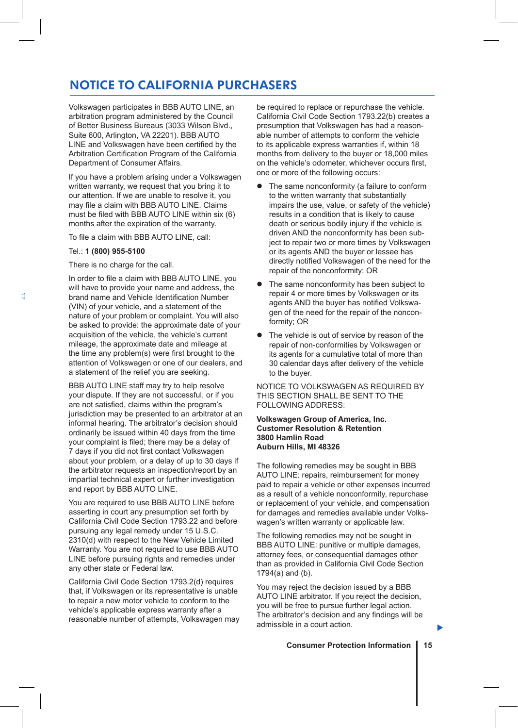# NOTICE TO CALIFORNIA PURCHASERS

Volkswagen participates in BBB AUTO LINE, an arbitration program administered by the Council of Better Business Bureaus (3033 Wilson Blvd., Suite 600, Arlington, VA 22201). BBB AUTO LINE and Volkswagen have been certified by the Arbitration Certification Program of the California Department of Consumer Affairs.

If you have a problem arising under a Volkswagen written warranty, we request that you bring it to our attention. If we are unable to resolve it, you may file a claim with BBB AUTO LINE. Claims must be filed with BBB AUTO LINE within six (6) months after the expiration of the warranty.

To file a claim with BBB AUTO LINE, call:

Tel.: **1 (800) 955-5100**

There is no charge for the call.

In order to file a claim with BBB AUTO LINE, you will have to provide your name and address, the brand name and Vehicle Identification Number (VIN) of your vehicle, and a statement of the nature of your problem or complaint. You will also be asked to provide: the approximate date of your acquisition of the vehicle, the vehicle's current mileage, the approximate date and mileage at the time any problem(s) were first brought to the attention of Volkswagen or one of our dealers, and a statement of the relief you are seeking.

BBB AUTO LINE staff may try to help resolve your dispute. If they are not successful, or if you are not satisfied, claims within the program's jurisdiction may be presented to an arbitrator at an informal hearing. The arbitrator's decision should ordinarily be issued within 40 days from the time your complaint is filed; there may be a delay of 7 days if you did not first contact Volkswagen about your problem, or a delay of up to 30 days if the arbitrator requests an inspection/report by an impartial technical expert or further investigation and report by BBB AUTO LINE.

You are required to use BBB AUTO LINE before asserting in court any presumption set forth by California Civil Code Section 1793.22 and before pursuing any legal remedy under 15 U.S.C. 2310(d) with respect to the New Vehicle Limited Warranty. You are not required to use BBB AUTO LINE before pursuing rights and remedies under any other state or Federal law.

California Civil Code Section 1793.2(d) requires that, if Volkswagen or its representative is unable to repair a new motor vehicle to conform to the vehicle's applicable express warranty after a reasonable number of attempts, Volkswagen may be required to replace or repurchase the vehicle. California Civil Code Section 1793.22(b) creates a presumption that Volkswagen has had a reasonable number of attempts to conform the vehicle to its applicable express warranties if, within 18 months from delivery to the buyer or 18,000 miles on the vehicle's odometer, whichever occurs first, one or more of the following occurs:

- The same nonconformity (a failure to conform to the written warranty that substantially impairs the use, value, or safety of the vehicle) results in a condition that is likely to cause death or serious bodily injury if the vehicle is driven AND the nonconformity has been subject to repair two or more times by Volkswagen or its agents AND the buyer or lessee has directly notified Volkswagen of the need for the repair of the nonconformity; OR
- The same nonconformity has been subject to repair 4 or more times by Volkswagen or its agents AND the buyer has notified Volkswagen of the need for the repair of the nonconformity; OR
- The vehicle is out of service by reason of the repair of non-conformities by Volkswagen or its agents for a cumulative total of more than 30 calendar days after delivery of the vehicle to the buyer.

NOTICE TO VOLKSWAGEN AS REQUIRED BY THIS SECTION SHALL BE SENT TO THE FOLLOWING ADDRESS:

**Volkswagen Group of America, Inc.**
**Customer Resolution & Retention**
**3800 Hamlin Road**
**Auburn Hills, MI 48326**

The following remedies may be sought in BBB AUTO LINE: repairs, reimbursement for money paid to repair a vehicle or other expenses incurred as a result of a vehicle nonconformity, repurchase or replacement of your vehicle, and compensation for damages and remedies available under Volkswagen's written warranty or applicable law.

The following remedies may not be sought in BBB AUTO LINE: punitive or multiple damages, attorney fees, or consequential damages other than as provided in California Civil Code Section 1794(a) and (b).

You may reject the decision issued by a BBB AUTO LINE arbitrator. If you reject the decision, you will be free to pursue further legal action. The arbitrator's decision and any findings will be admissible in a court action.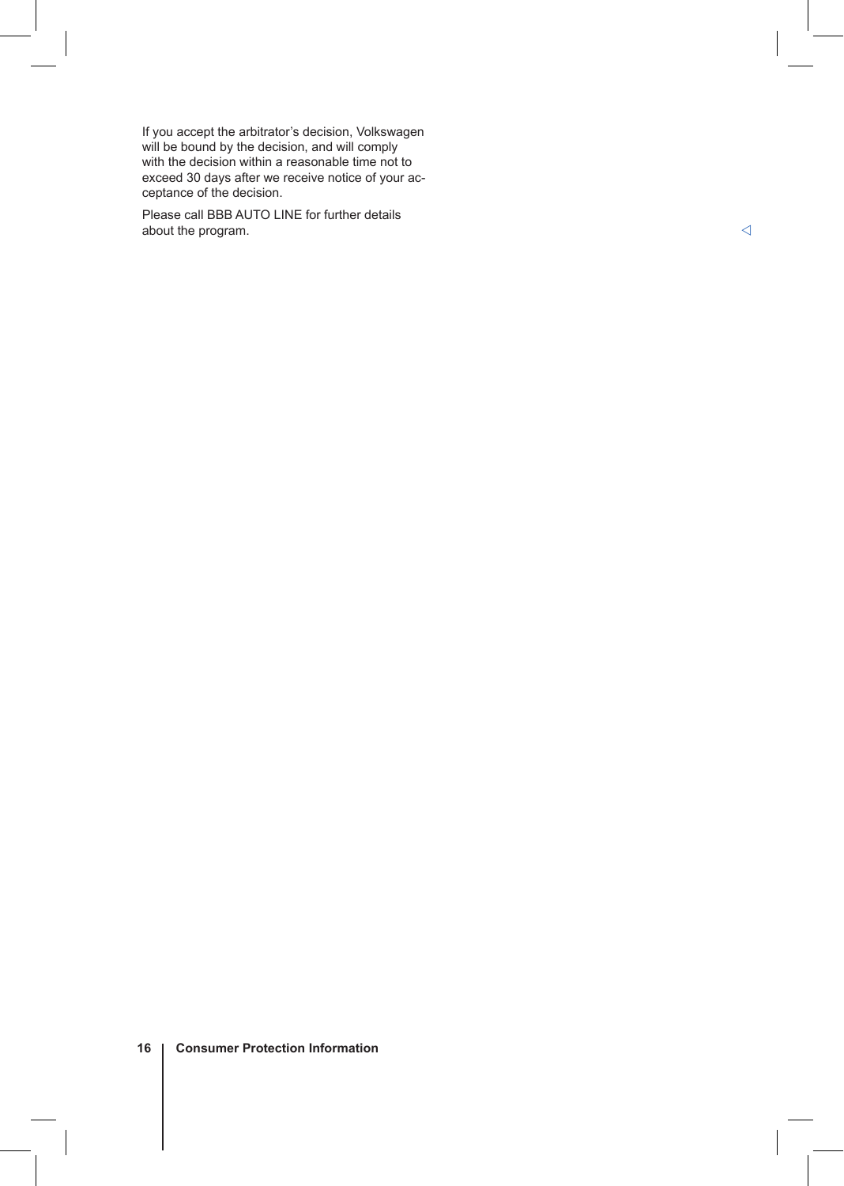If you accept the arbitrator's decision, Volkswagen will be bound by the decision, and will comply with the decision within a reasonable time not to exceed 30 days after we receive notice of your acceptance of the decision.

Please call BBB AUTO LINE for further details about the program.